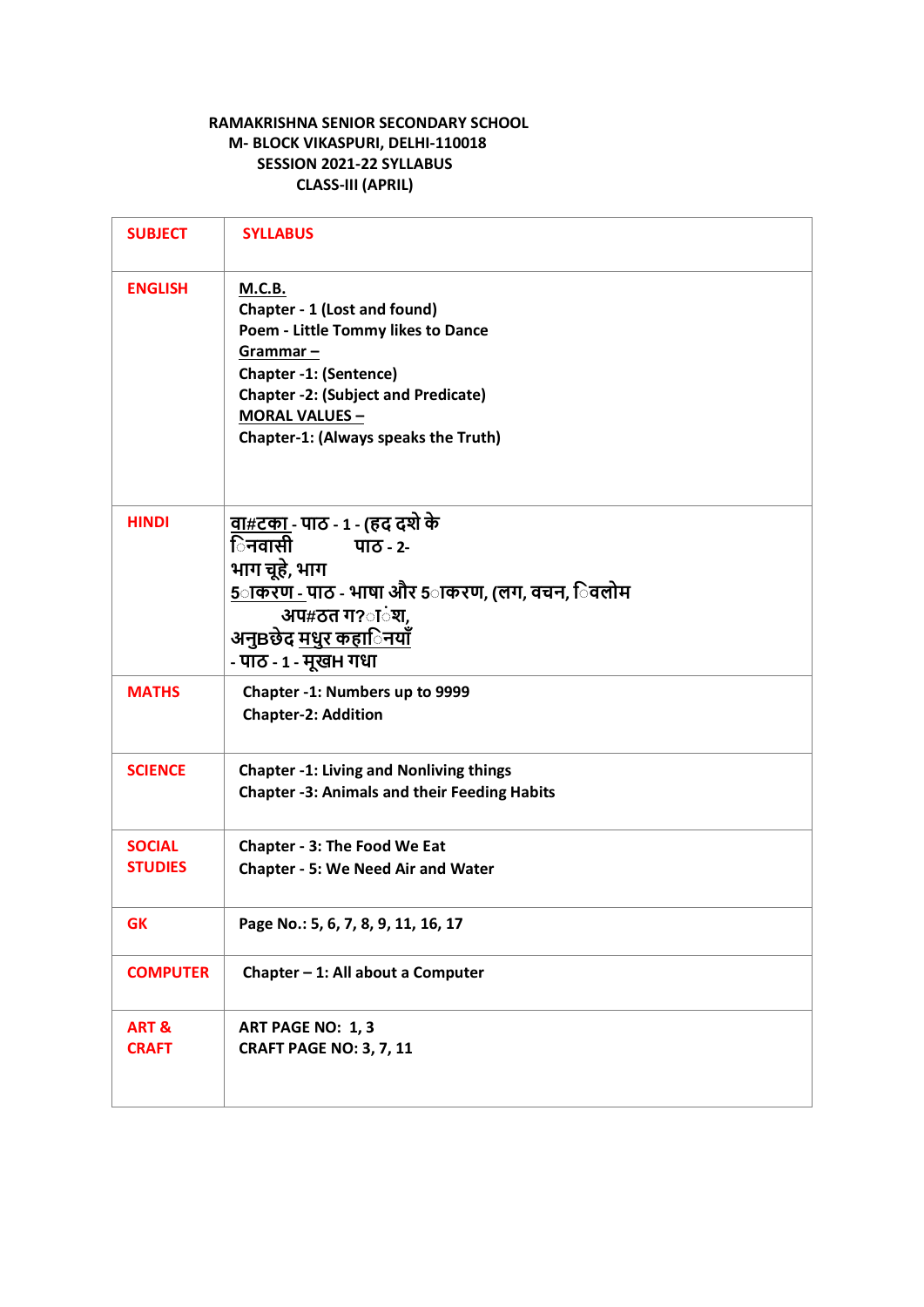**RAMAKRISHNA SENIOR SECONDARY SCHOOL**
**M- BLOCK VIKASPURI, DELHI-110018**
**SESSION 2021-22 SYLLABUS**
**CLASS-III (APRIL)**

| SUBJECT | SYLLABUS |
|---|---|
| ENGLISH | **M.C.B.**<br>Chapter - 1 (Lost and found)<br>Poem - Little Tommy likes to Dance<br>**Grammar –**<br>Chapter -1: (Sentence)<br>Chapter -2: (Subject and Predicate)<br>**MORAL VALUES –**<br>Chapter-1: (Always speaks the Truth) |
| HINDI | वा#टका - पाठ - 1 - (हद दशे के िनवासी पाठ - 2-<br>भाग चूहे, भाग<br>5ाकरण - पाठ - भाषा और 5ाकरण, (लग, वचन, िवलोम अप#ठत ग?ांश,<br>अनुBछेद मधुर कहािनयाँ<br>- पाठ - 1 - मूखH गधा |
| MATHS | Chapter -1: Numbers up to 9999<br>Chapter-2: Addition |
| SCIENCE | Chapter -1: Living and Nonliving things<br>Chapter -3: Animals and their Feeding Habits |
| SOCIAL STUDIES | Chapter - 3: The Food We Eat<br>Chapter - 5: We Need Air and Water |
| GK | Page No.: 5, 6, 7, 8, 9, 11, 16, 17 |
| COMPUTER | Chapter – 1: All about a Computer |
| ART & CRAFT | ART PAGE NO: 1, 3<br>CRAFT PAGE NO: 3, 7, 11 |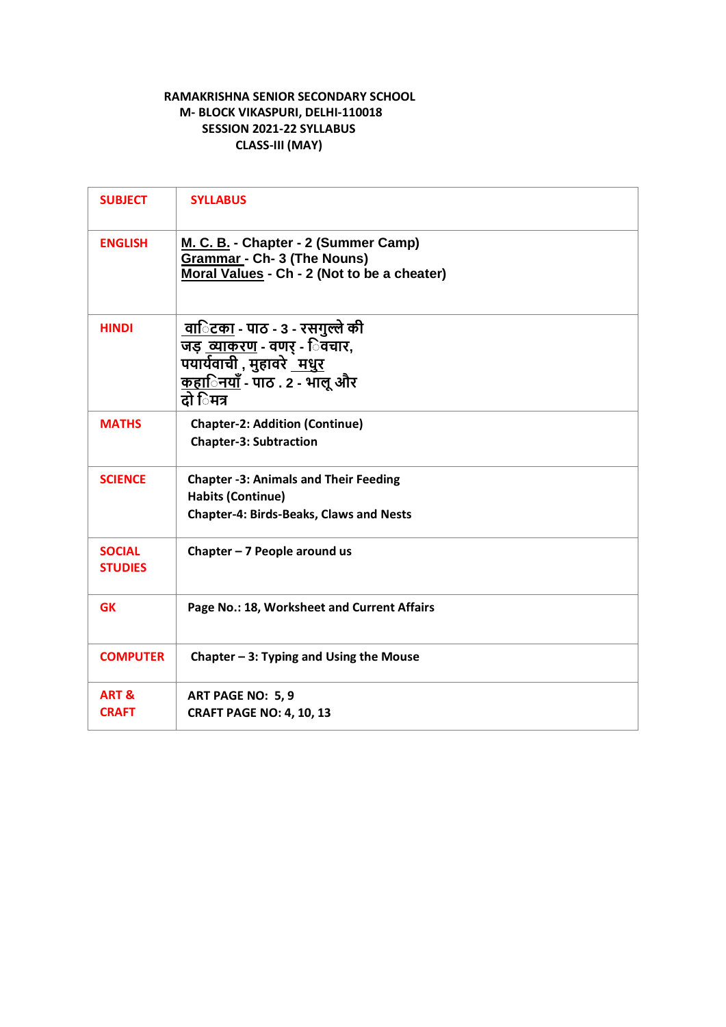**RAMAKRISHNA SENIOR SECONDARY SCHOOL**
**M- BLOCK VIKASPURI, DELHI-110018**
**SESSION 2021-22 SYLLABUS**
**CLASS-III (MAY)**

| SUBJECT | SYLLABUS |
|---|---|
| ENGLISH | M. C. B. - Chapter - 2 (Summer Camp)<br>Grammar - Ch- 3 (The Nouns)<br>Moral Values - Ch - 2 (Not to be a cheater) |
| HINDI | वाटिका - पाठ - 3 - रसगुल्ले की जड़ व्याकरण - वर्ण - विचार, पर्यायवाची , मुहावरे मधुर कहानियाँ - पाठ . 2 - भालू और दो मित्र |
| MATHS | Chapter-2: Addition (Continue)<br>Chapter-3: Subtraction |
| SCIENCE | Chapter -3: Animals and Their Feeding Habits (Continue)<br>Chapter-4: Birds-Beaks, Claws and Nests |
| SOCIAL STUDIES | Chapter – 7 People around us |
| GK | Page No.: 18, Worksheet and Current Affairs |
| COMPUTER | Chapter – 3: Typing and Using the Mouse |
| ART & CRAFT | ART PAGE NO: 5, 9<br>CRAFT PAGE NO: 4, 10, 13 |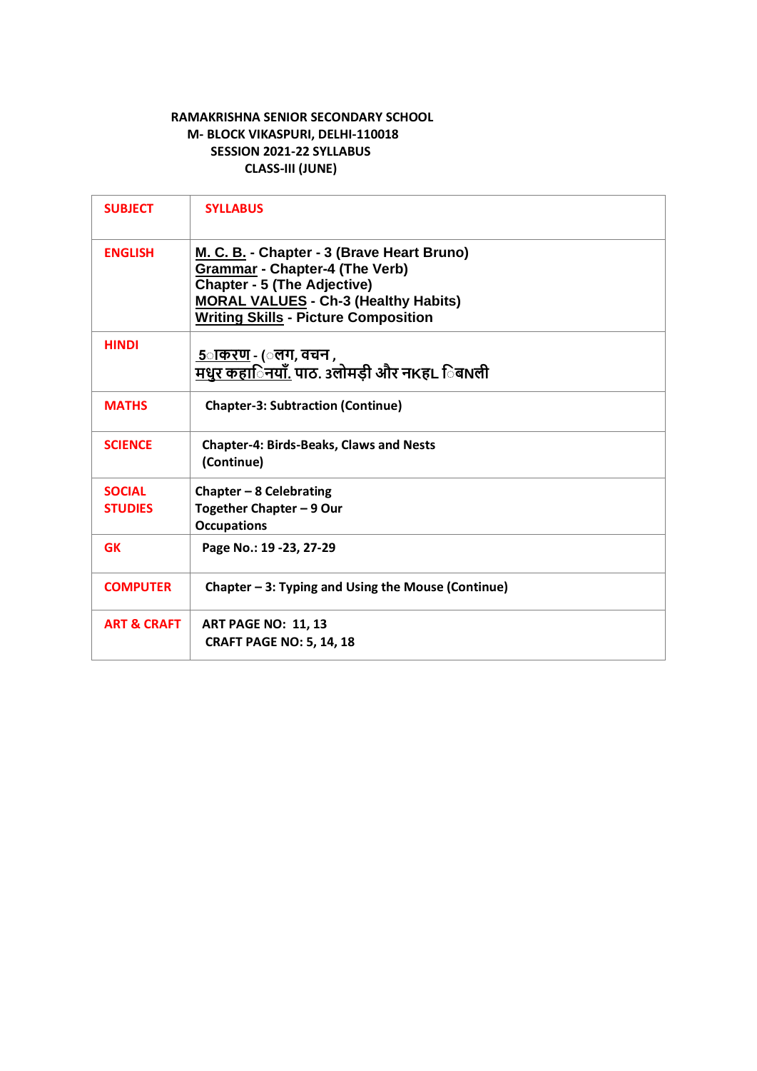**RAMAKRISHNA SENIOR SECONDARY SCHOOL**
**M- BLOCK VIKASPURI, DELHI-110018**
**SESSION 2021-22 SYLLABUS**
**CLASS-III (JUNE)**

| SUBJECT | SYLLABUS |
|---|---|
| ENGLISH | M. C. B. - Chapter - 3 (Brave Heart Bruno)<br>Grammar - Chapter-4 (The Verb)<br>Chapter - 5 (The Adjective)<br>MORAL VALUES - Ch-3 (Healthy Habits)<br>Writing Skills - Picture Composition |
| HINDI | 5ाकरण - (ालग, वचन ,<br>मधुर कहाानयाँ. पाठ. 3लोमड़ी और नKहL ाबNली |
| MATHS | Chapter-3: Subtraction (Continue) |
| SCIENCE | Chapter-4: Birds-Beaks, Claws and Nests (Continue) |
| SOCIAL STUDIES | Chapter – 8 Celebrating Together Chapter – 9 Our Occupations |
| GK | Page No.: 19 -23, 27-29 |
| COMPUTER | Chapter – 3: Typing and Using the Mouse (Continue) |
| ART & CRAFT | ART PAGE NO: 11, 13<br>CRAFT PAGE NO: 5, 14, 18 |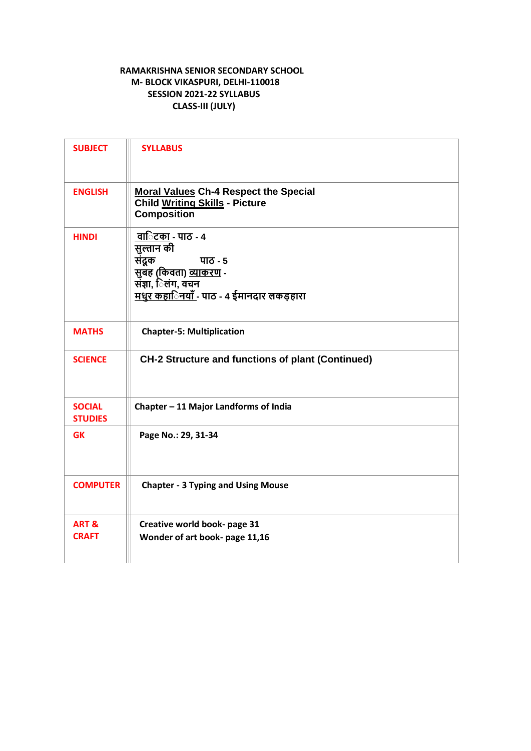**RAMAKRISHNA SENIOR SECONDARY SCHOOL**
**M- BLOCK VIKASPURI, DELHI-110018**
**SESSION 2021-22 SYLLABUS**
**CLASS-III (JULY)**

| SUBJECT | SYLLABUS |
|---|---|
| ENGLISH | Moral Values Ch-4 Respect the Special Child Writing Skills - Picture Composition |
| HINDI | वाटिका - पाठ - 4 सुल्तान की संदूक पाठ - 5 सुबह (कविता) व्याकरण - संज्ञा, लिंग, वचन मधुर कहानियाँ - पाठ - 4 ईमानदार लकड़हारा |
| MATHS | Chapter-5: Multiplication |
| SCIENCE | CH-2 Structure and functions of plant (Continued) |
| SOCIAL STUDIES | Chapter – 11 Major Landforms of India |
| GK | Page No.: 29, 31-34 |
| COMPUTER | Chapter - 3 Typing and Using Mouse |
| ART & CRAFT | Creative world book- page 31<br>Wonder of art book- page 11,16 |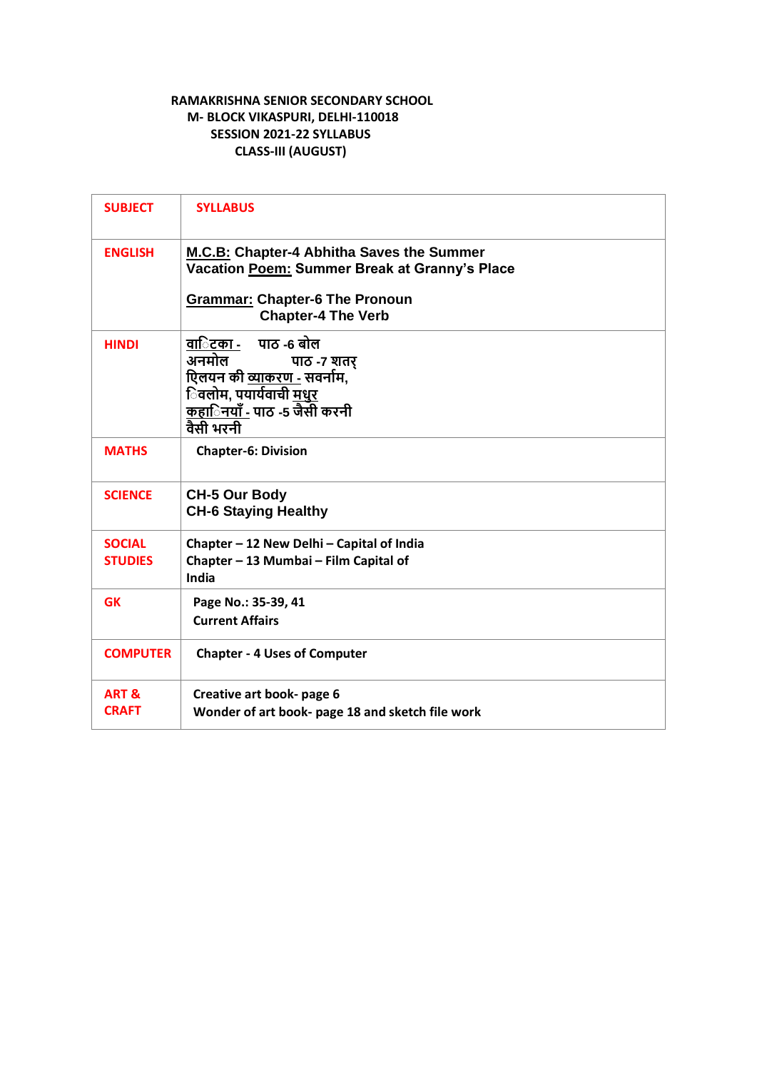**RAMAKRISHNA SENIOR SECONDARY SCHOOL**
**M- BLOCK VIKASPURI, DELHI-110018**
**SESSION 2021-22 SYLLABUS**
**CLASS-III (AUGUST)**

| SUBJECT | SYLLABUS |
|---|---|
| ENGLISH | M.C.B: Chapter-4 Abhitha Saves the Summer Vacation Poem: Summer Break at Granny's Place<br><br>Grammar: Chapter-6 The Pronoun<br>Chapter-4 The Verb |
| HINDI | वाटिका - पाठ -6 बोल अनमोल पाठ -7 शतर्<br>एलियन की व्याकरण - सर्वनाम, विलोम, पर्यायवाची मधुर<br>कहानियाँ - पाठ -5 जैसी करनी वैसी भरनी |
| MATHS | Chapter-6: Division |
| SCIENCE | CH-5 Our Body<br>CH-6 Staying Healthy |
| SOCIAL STUDIES | Chapter – 12 New Delhi – Capital of India<br>Chapter – 13 Mumbai – Film Capital of India |
| GK | Page No.: 35-39, 41<br>Current Affairs |
| COMPUTER | Chapter - 4 Uses of Computer |
| ART & CRAFT | Creative art book- page 6<br>Wonder of art book- page 18 and sketch file work |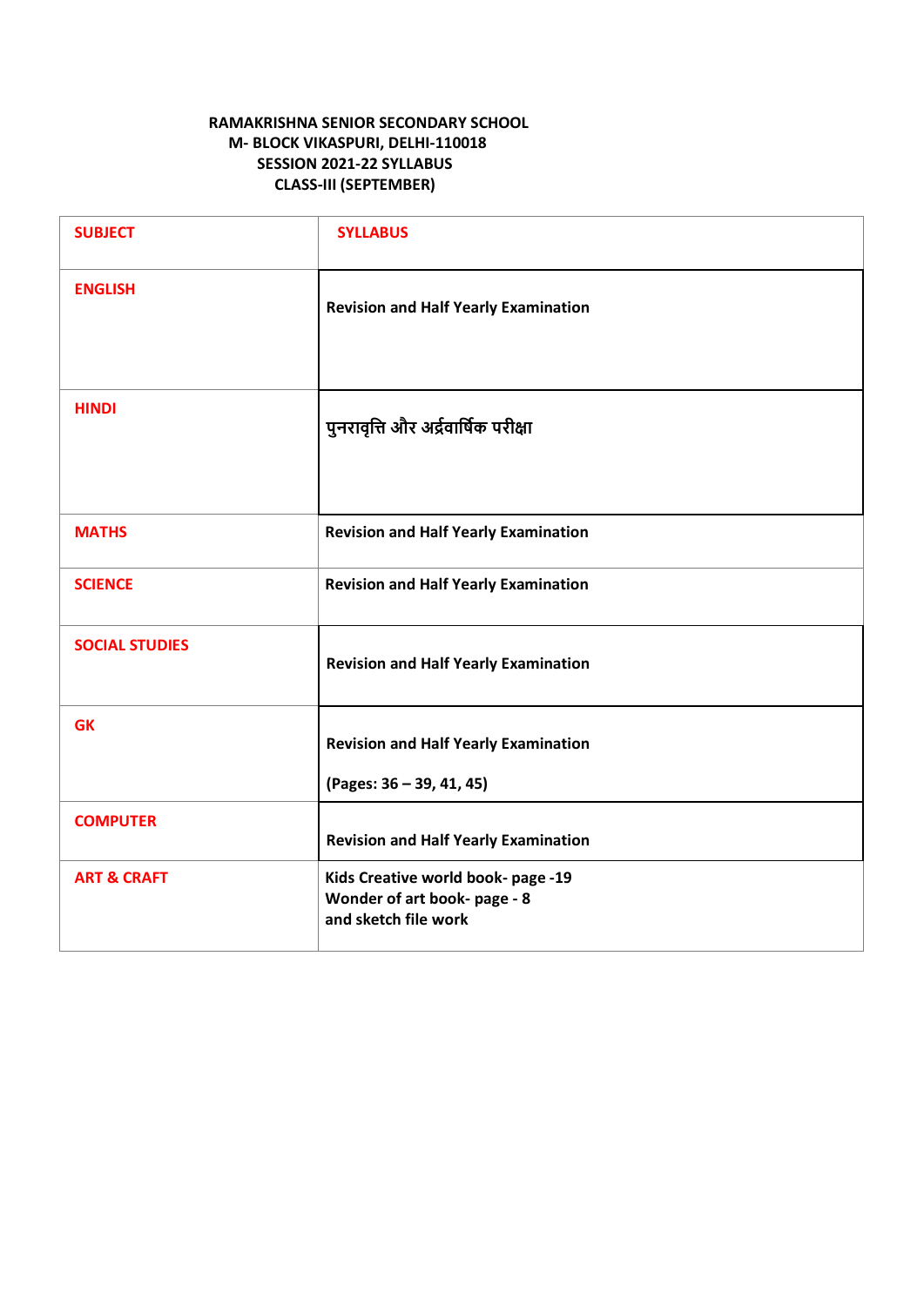**RAMAKRISHNA SENIOR SECONDARY SCHOOL**
**M- BLOCK VIKASPURI, DELHI-110018**
**SESSION 2021-22 SYLLABUS**
**CLASS-III (SEPTEMBER)**

| SUBJECT | SYLLABUS |
|---|---|
| ENGLISH | Revision and Half Yearly Examination |
| HINDI | पुनरावृत्ति और अर्द्रवार्षिक परीक्षा |
| MATHS | Revision and Half Yearly Examination |
| SCIENCE | Revision and Half Yearly Examination |
| SOCIAL STUDIES | Revision and Half Yearly Examination |
| GK | Revision and Half Yearly Examination<br>(Pages: 36 – 39, 41, 45) |
| COMPUTER | Revision and Half Yearly Examination |
| ART & CRAFT | Kids Creative world book- page -19<br>Wonder of art book- page - 8<br>and sketch file work |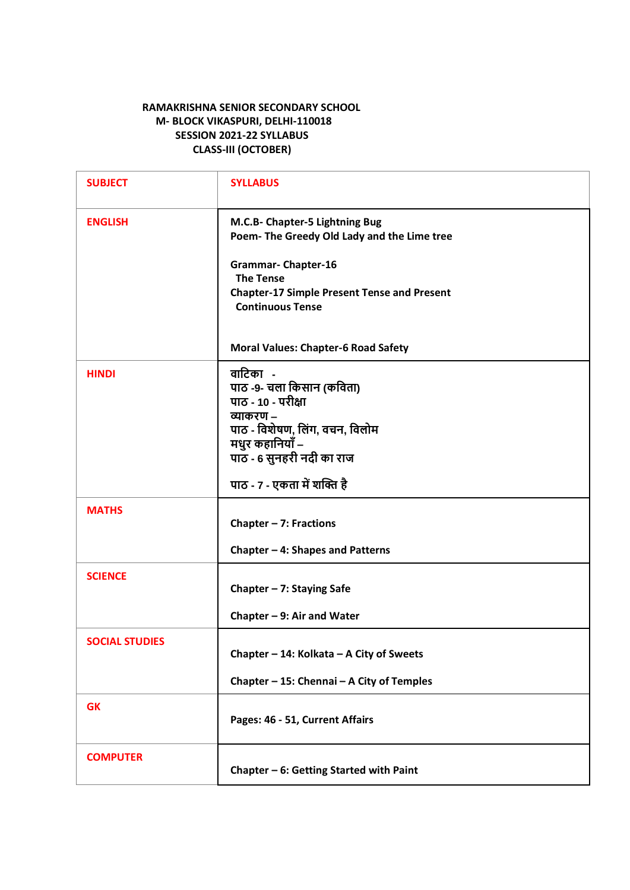**RAMAKRISHNA SENIOR SECONDARY SCHOOL**
**M- BLOCK VIKASPURI, DELHI-110018**
**SESSION 2021-22 SYLLABUS**
**CLASS-III (OCTOBER)**

| SUBJECT | SYLLABUS |
| --- | --- |
| ENGLISH | M.C.B- Chapter-5 Lightning Bug<br>Poem- The Greedy Old Lady and the Lime tree<br><br>Grammar- Chapter-16<br>The Tense<br>Chapter-17 Simple Present Tense and Present Continuous Tense<br><br>Moral Values: Chapter-6 Road Safety |
| HINDI | वाटिका -<br>पाठ -9- चला किसान (कविता)<br>पाठ - 10 - परीक्षा<br>व्याकरण –<br>पाठ - विशेषण, लिंग, वचन, विलोम<br>मधुर कहानियाँ –<br>पाठ - 6 सुनहरी नदी का राज<br><br>पाठ - 7 - एकता में शक्ति है |
| MATHS | Chapter – 7: Fractions<br><br>Chapter – 4: Shapes and Patterns |
| SCIENCE | Chapter – 7: Staying Safe<br><br>Chapter – 9: Air and Water |
| SOCIAL STUDIES | Chapter – 14: Kolkata – A City of Sweets<br><br>Chapter – 15: Chennai – A City of Temples |
| GK | Pages: 46 - 51, Current Affairs |
| COMPUTER | Chapter – 6: Getting Started with Paint |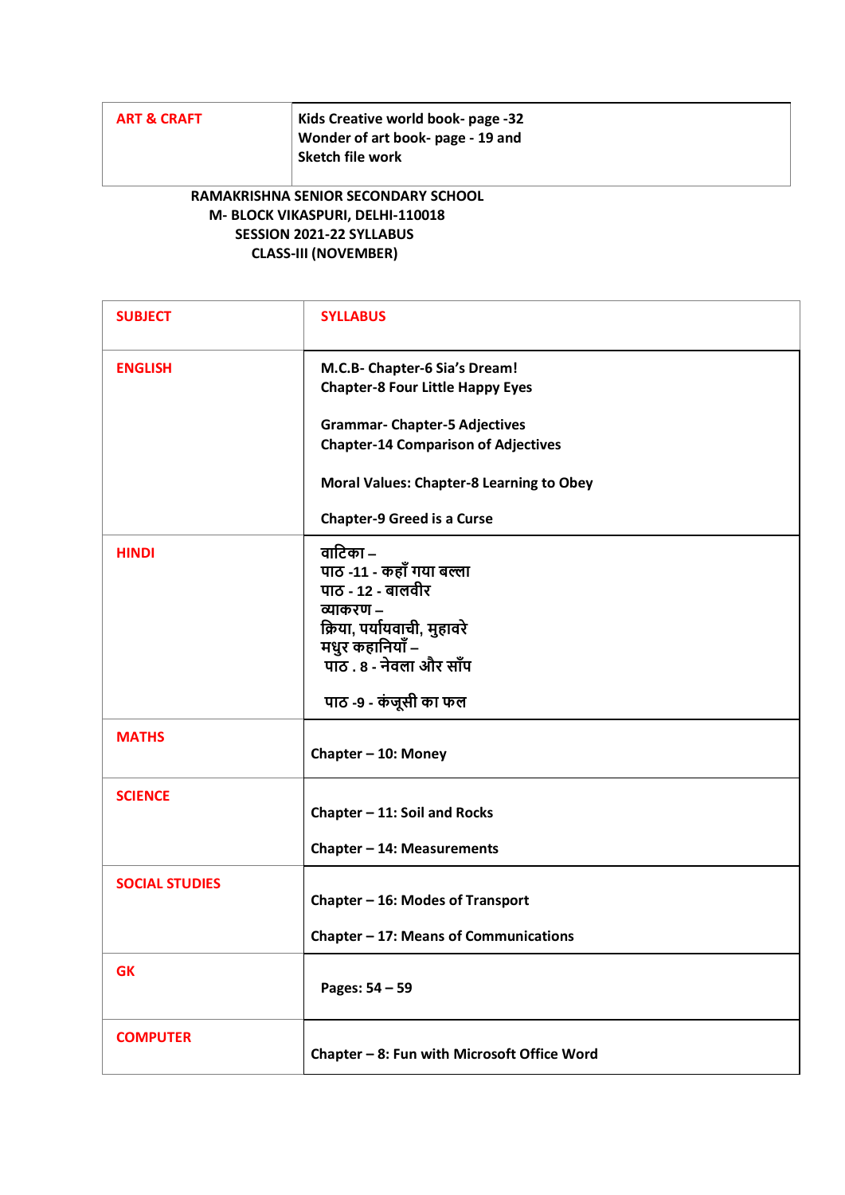| ART & CRAFT | Kids Creative world book- page -32<br>Wonder of art book- page - 19 and<br>Sketch file work |
|---|---|

**RAMAKRISHNA SENIOR SECONDARY SCHOOL**
**M- BLOCK VIKASPURI, DELHI-110018**
**SESSION 2021-22 SYLLABUS**
**CLASS-III (NOVEMBER)**

| SUBJECT | SYLLABUS |
|---|---|
| ENGLISH | M.C.B- Chapter-6 Sia's Dream!<br>Chapter-8 Four Little Happy Eyes<br><br>Grammar- Chapter-5 Adjectives<br>Chapter-14 Comparison of Adjectives<br><br>Moral Values: Chapter-8 Learning to Obey<br><br>Chapter-9 Greed is a Curse |
| HINDI | वाटिका –<br>पाठ -11 - कहाँ गया बल्ला<br>पाठ - 12 - बालवीर<br>व्याकरण –<br>क्रिया, पर्यायवाची, मुहावरे<br>मधुर कहानियाँ –<br>पाठ . 8 - नेवला और साँप<br><br>पाठ -9 - कंजूसी का फल |
| MATHS | Chapter – 10: Money |
| SCIENCE | Chapter – 11: Soil and Rocks<br><br>Chapter – 14: Measurements |
| SOCIAL STUDIES | Chapter – 16: Modes of Transport<br><br>Chapter – 17: Means of Communications |
| GK | Pages: 54 – 59 |
| COMPUTER | Chapter – 8: Fun with Microsoft Office Word |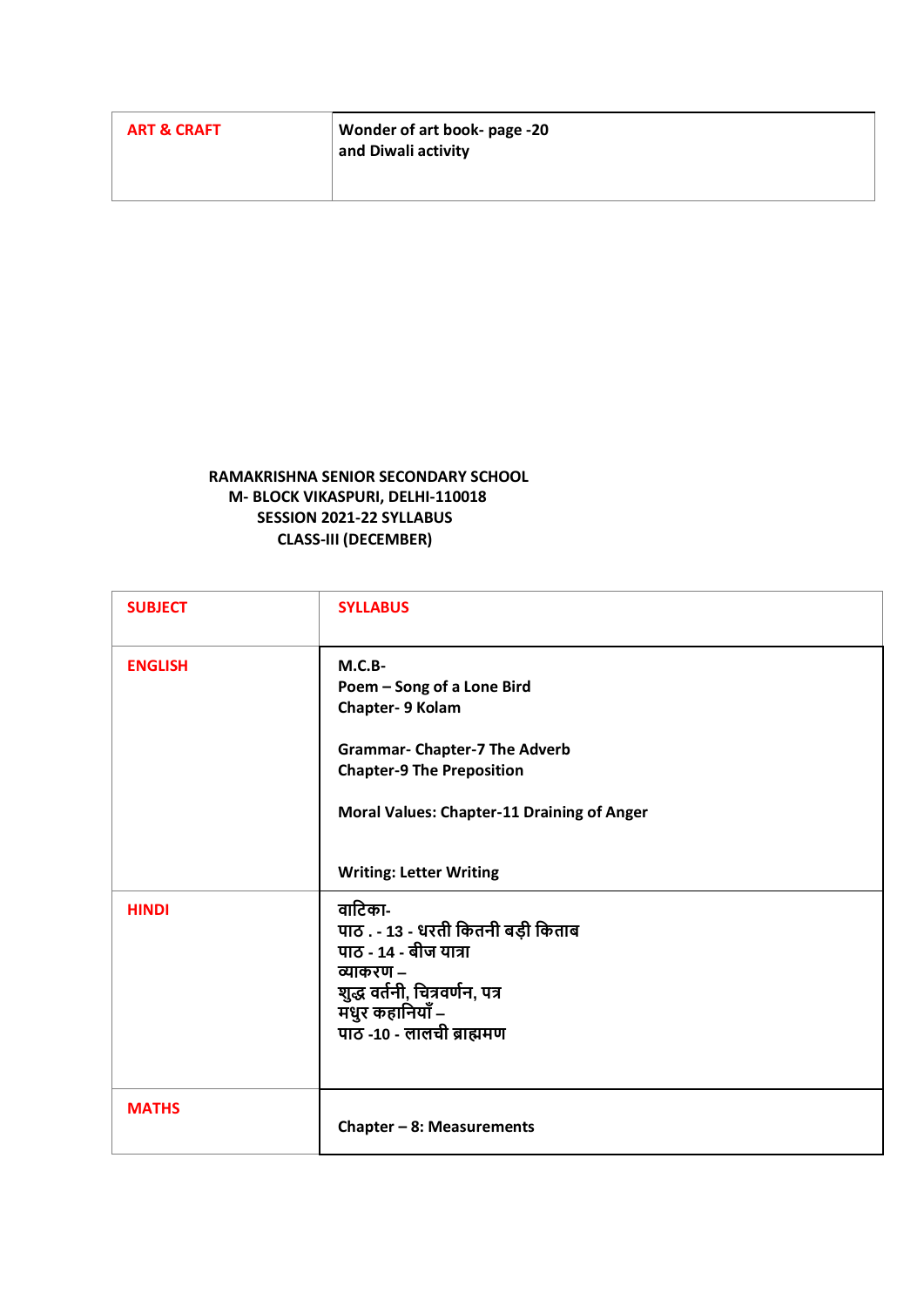| ART & CRAFT | Wonder of art book- page -20<br>and Diwali activity |
|---|---|

**RAMAKRISHNA SENIOR SECONDARY SCHOOL**
**M- BLOCK VIKASPURI, DELHI-110018**
**SESSION 2021-22 SYLLABUS**
**CLASS-III (DECEMBER)**

| SUBJECT | SYLLABUS |
|---|---|
| ENGLISH | **M.C.B-**<br>**Poem – Song of a Lone Bird**<br>**Chapter- 9 Kolam**<br><br>**Grammar- Chapter-7 The Adverb**<br>**Chapter-9 The Preposition**<br><br>**Moral Values: Chapter-11 Draining of Anger**<br><br>**Writing: Letter Writing** |
| HINDI | **वाटिका-**<br>**पाठ . - 13 - धरती कितनी बड़ी किताब**<br>**पाठ - 14 - बीज यात्रा**<br>**व्याकरण –**<br>**शुद्ध वर्तनी, चित्रवर्णन, पत्र**<br>**मधुर कहानियाँ –**<br>**पाठ -10 - लालची ब्राह्मण** |
| MATHS | **Chapter – 8: Measurements** |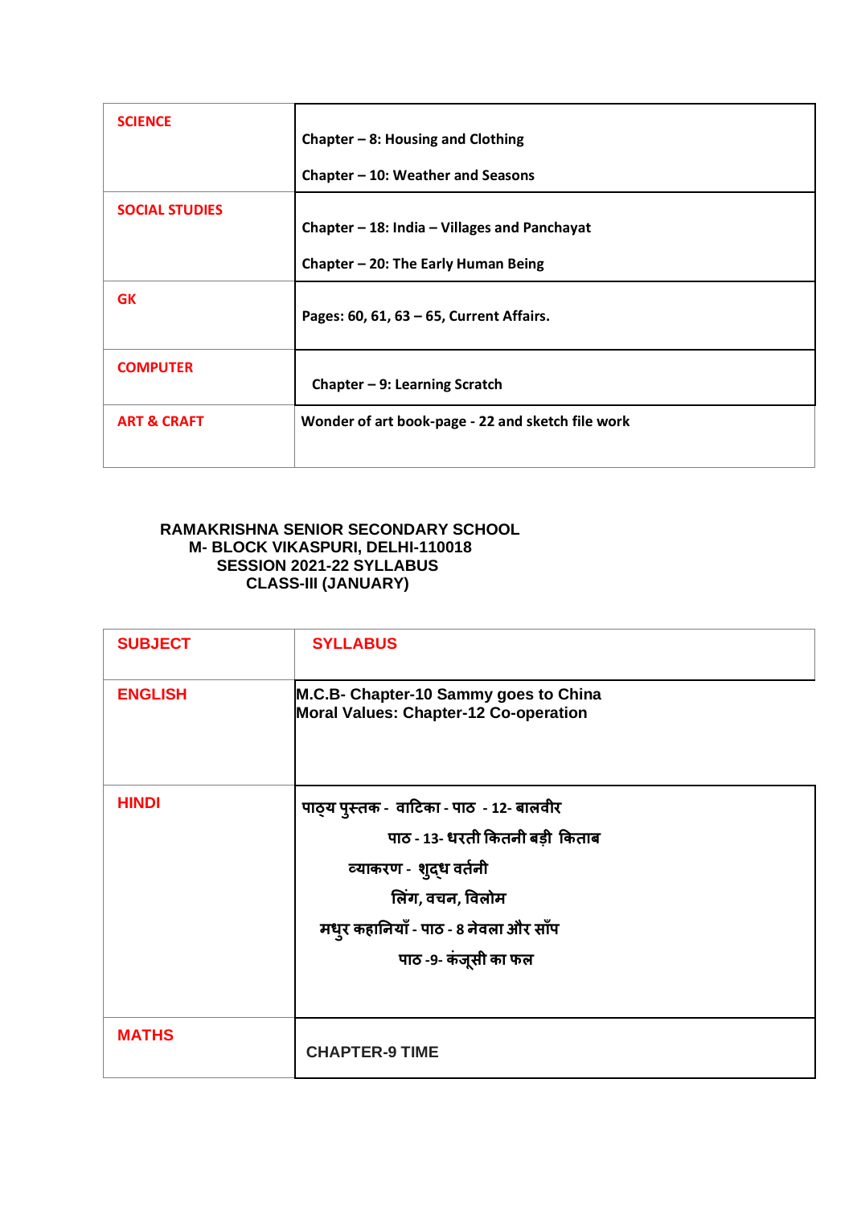| SCIENCE | Chapter – 8: Housing and Clothing<br>Chapter – 10: Weather and Seasons |
|---|---|
| SOCIAL STUDIES | Chapter – 18: India – Villages and Panchayat<br>Chapter – 20: The Early Human Being |
| GK | Pages: 60, 61, 63 – 65, Current Affairs. |
| COMPUTER | Chapter – 9: Learning Scratch |
| ART & CRAFT | Wonder of art book-page - 22 and sketch file work |

**RAMAKRISHNA SENIOR SECONDARY SCHOOL**
**M- BLOCK VIKASPURI, DELHI-110018**
**SESSION 2021-22 SYLLABUS**
**CLASS-III (JANUARY)**

| SUBJECT | SYLLABUS |
|---|---|
| ENGLISH | M.C.B- Chapter-10 Sammy goes to China<br>Moral Values: Chapter-12 Co-operation |
| HINDI | पाठ्य पुस्तक - वाटिका - पाठ - 12- बालवीर<br>पाठ - 13- धरती कितनी बड़ी किताब<br>व्याकरण - शुद्ध वर्तनी<br>लिंग, वचन, विलोम<br>मधुर कहानियाँ - पाठ - 8 नेवला और साँप<br>पाठ -9- कंजूसी का फल |
| MATHS | CHAPTER-9 TIME |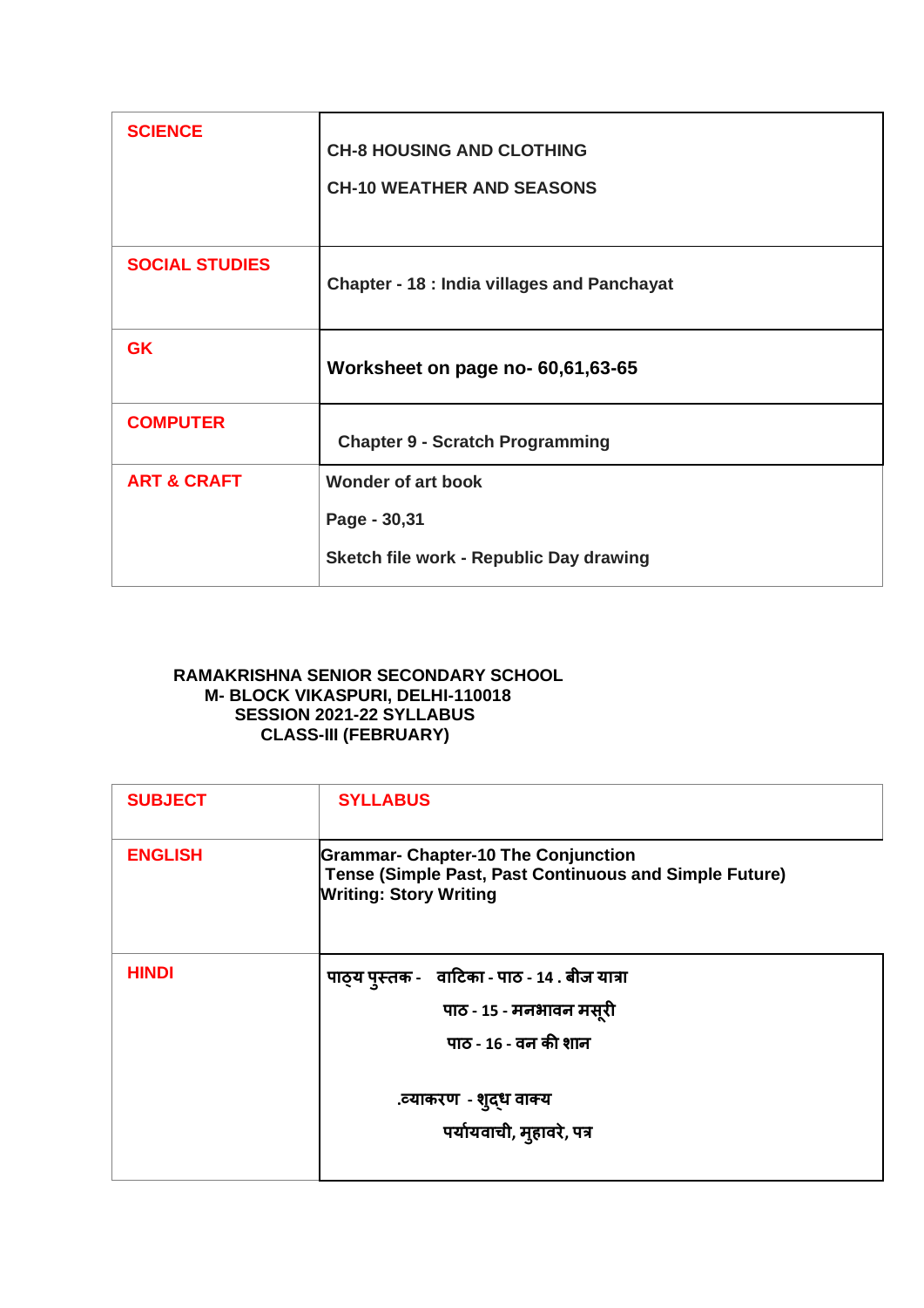| | |
|---|---|
| **SCIENCE** | **CH-8 HOUSING AND CLOTHING**<br>**CH-10 WEATHER AND SEASONS** |
| **SOCIAL STUDIES** | **Chapter - 18 : India villages and Panchayat** |
| **GK** | **Worksheet on page no- 60,61,63-65** |
| **COMPUTER** | **Chapter 9 - Scratch Programming** |
| **ART & CRAFT** | **Wonder of art book**<br>**Page - 30,31**<br>**Sketch file work - Republic Day drawing** |

**RAMAKRISHNA SENIOR SECONDARY SCHOOL**
**M- BLOCK VIKASPURI, DELHI-110018**
**SESSION 2021-22 SYLLABUS**
**CLASS-III (FEBRUARY)**

| SUBJECT | SYLLABUS |
|---|---|
| **ENGLISH** | **Grammar- Chapter-10 The Conjunction**<br>**Tense (Simple Past, Past Continuous and Simple Future)**<br>**Writing: Story Writing** |
| **HINDI** | **पाठ्य पुस्तक - वाटिका - पाठ - 14 . बीज यात्रा**<br>**पाठ - 15 - मनभावन मसूरी**<br>**पाठ - 16 - वन की शान**<br>**.व्याकरण - शुद्ध वाक्य**<br>**पर्यायवाची, मुहावरे, पत्र** |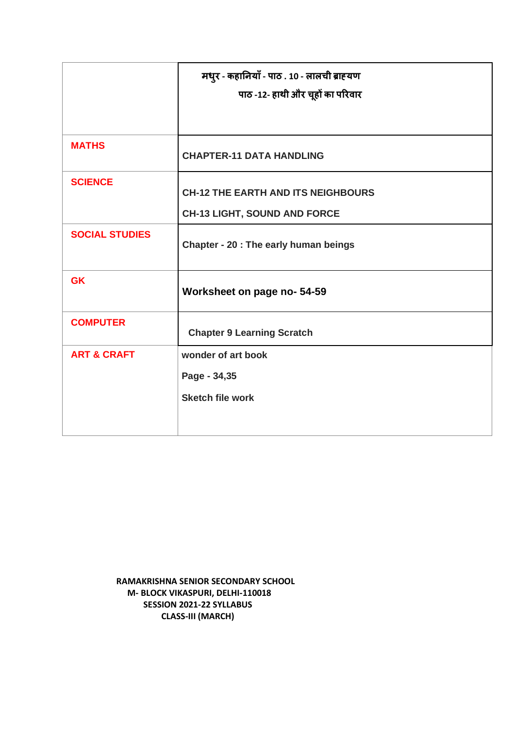| | |
|---|---|
| | मधुर - कहानियाँ - पाठ . 10 - लालची ब्राह्यण<br>पाठ -12- हाथी और चूहों का परिवार |
| **MATHS** | **CHAPTER-11 DATA HANDLING** |
| **SCIENCE** | **CH-12 THE EARTH AND ITS NEIGHBOURS**<br>**CH-13 LIGHT, SOUND AND FORCE** |
| **SOCIAL STUDIES** | **Chapter - 20 : The early human beings** |
| **GK** | **Worksheet on page no- 54-59** |
| **COMPUTER** | **Chapter 9 Learning Scratch** |
| **ART & CRAFT** | **wonder of art book**<br>**Page - 34,35**<br>**Sketch file work** |

**RAMAKRISHNA SENIOR SECONDARY SCHOOL**
**M- BLOCK VIKASPURI, DELHI-110018**
**SESSION 2021-22 SYLLABUS**
**CLASS-III (MARCH)**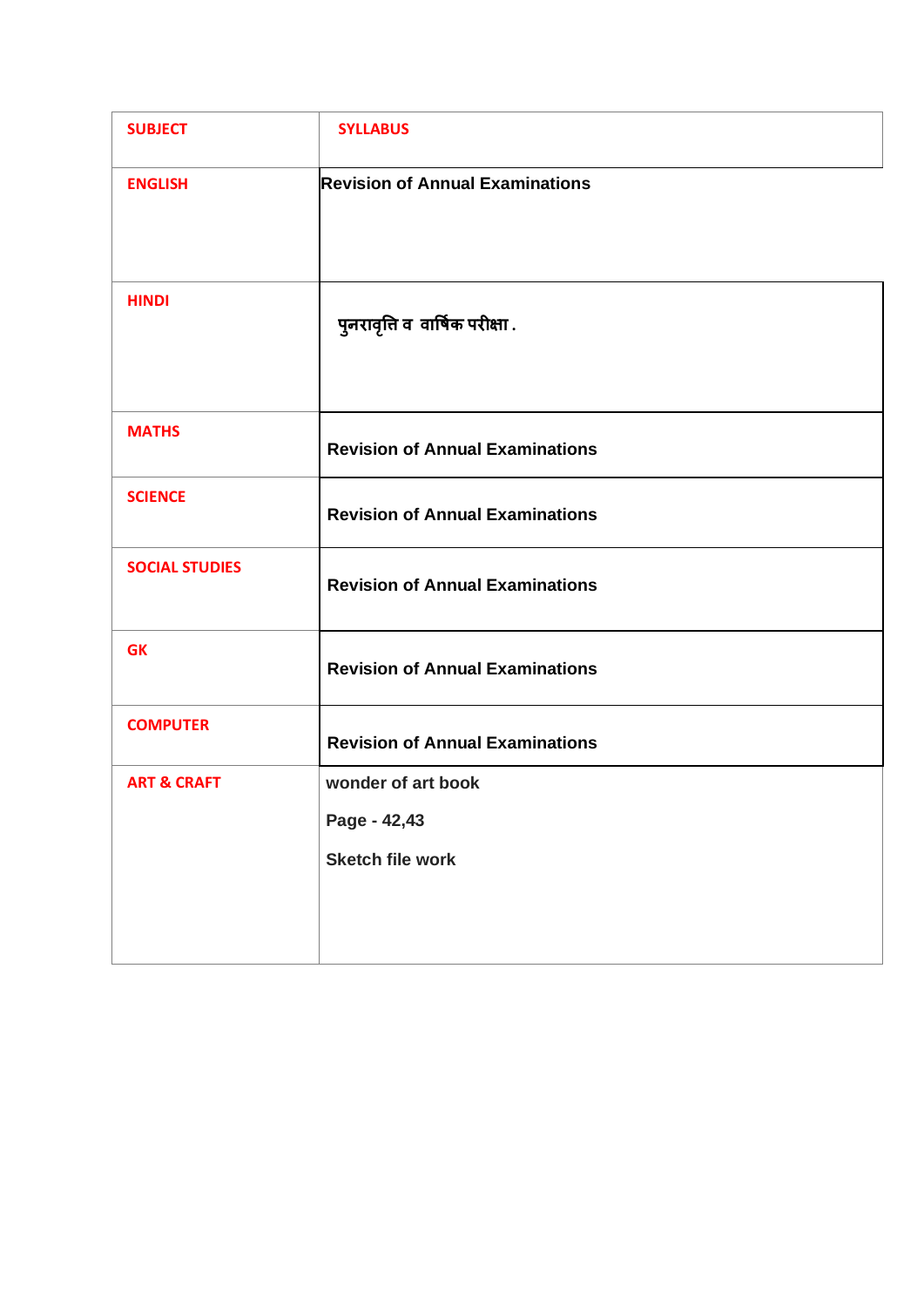| SUBJECT | SYLLABUS |
|---|---|
| ENGLISH | Revision of Annual Examinations |
| HINDI | पुनरावृत्ति व वार्षिक परीक्षा . |
| MATHS | Revision of Annual Examinations |
| SCIENCE | Revision of Annual Examinations |
| SOCIAL STUDIES | Revision of Annual Examinations |
| GK | Revision of Annual Examinations |
| COMPUTER | Revision of Annual Examinations |
| ART & CRAFT | wonder of art book<br>Page - 42,43<br>Sketch file work |